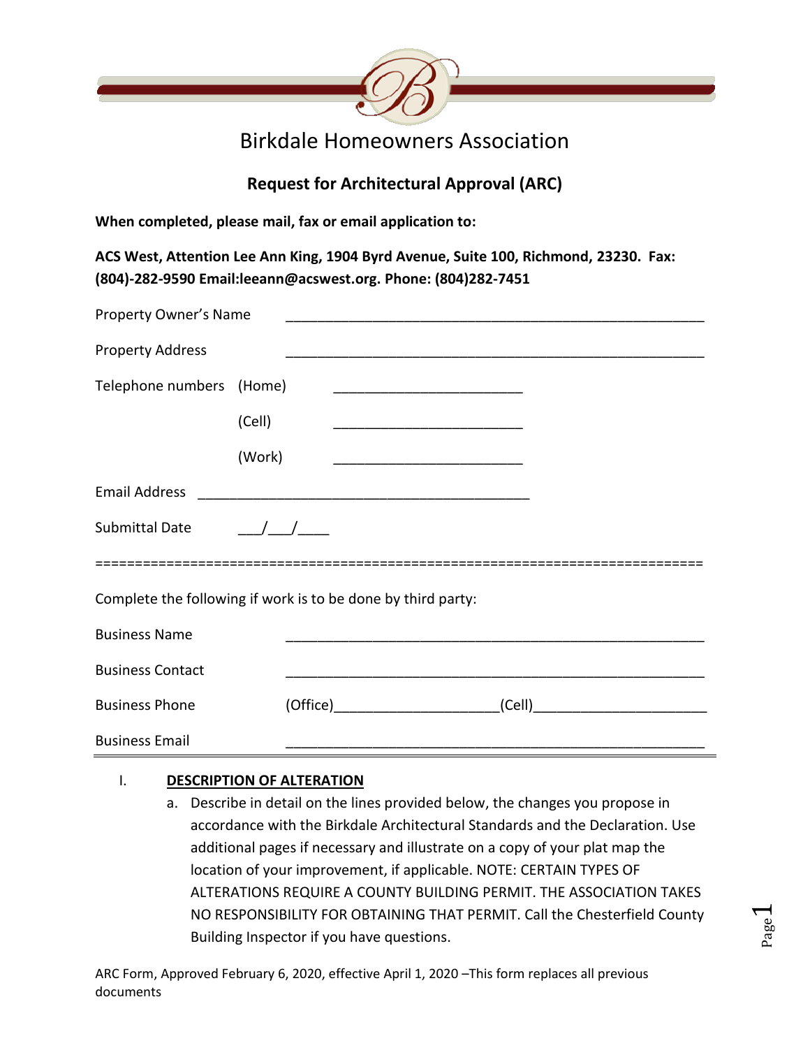# Birkdale Homeowners Association

## Request for Architectural Approval (ARC)

**When completed, please mail, fax or email application to:**

**ACS West, Attention Lee Ann King, 1904 Byrd Avenue, Suite 100, Richmond, 23230. Fax: (804)-282-9590 Email:leeann@acswest.org. Phone: (804)282-7451**

Property Owner's Name ______________________________________________________

Property Address ______________________________________________________

Telephone numbers (Home) ________________________

(Cell) ________________________

(Work) ________________________

Email Address __________________________________________

Submittal Date ___/___/____

============================================================================

Complete the following if work is to be done by third party:

Business Name ______________________________________________________

Business Contact ______________________________________________________

Business Phone (Office)____________________(Cell)_____________________

Business Email ______________________________________________________

I. **DESCRIPTION OF ALTERATION**

a. Describe in detail on the lines provided below, the changes you propose in accordance with the Birkdale Architectural Standards and the Declaration. Use additional pages if necessary and illustrate on a copy of your plat map the location of your improvement, if applicable. NOTE: CERTAIN TYPES OF ALTERATIONS REQUIRE A COUNTY BUILDING PERMIT. THE ASSOCIATION TAKES NO RESPONSIBILITY FOR OBTAINING THAT PERMIT. Call the Chesterfield County Building Inspector if you have questions.

ARC Form, Approved February 6, 2020, effective April 1, 2020 –This form replaces all previous documents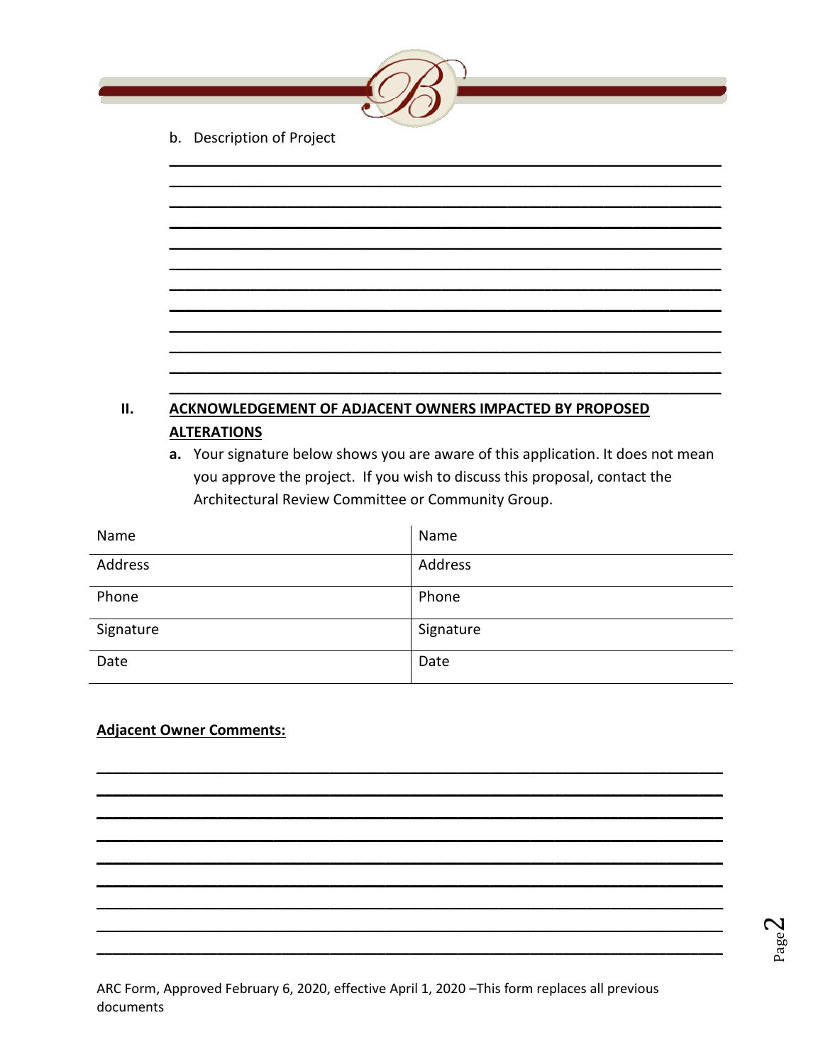b. Description of Project

\_\_\_\_\_\_\_\_\_\_\_\_\_\_\_\_\_\_\_\_\_\_\_\_\_\_\_\_\_\_\_\_\_\_\_\_\_\_\_\_\_\_\_\_\_\_\_\_\_\_\_\_\_\_\_\_\_\_\_\_\_\_\_\_\_\_

\_\_\_\_\_\_\_\_\_\_\_\_\_\_\_\_\_\_\_\_\_\_\_\_\_\_\_\_\_\_\_\_\_\_\_\_\_\_\_\_\_\_\_\_\_\_\_\_\_\_\_\_\_\_\_\_\_\_\_\_\_\_\_\_\_\_

\_\_\_\_\_\_\_\_\_\_\_\_\_\_\_\_\_\_\_\_\_\_\_\_\_\_\_\_\_\_\_\_\_\_\_\_\_\_\_\_\_\_\_\_\_\_\_\_\_\_\_\_\_\_\_\_\_\_\_\_\_\_\_\_\_\_

\_\_\_\_\_\_\_\_\_\_\_\_\_\_\_\_\_\_\_\_\_\_\_\_\_\_\_\_\_\_\_\_\_\_\_\_\_\_\_\_\_\_\_\_\_\_\_\_\_\_\_\_\_\_\_\_\_\_\_\_\_\_\_\_\_\_

\_\_\_\_\_\_\_\_\_\_\_\_\_\_\_\_\_\_\_\_\_\_\_\_\_\_\_\_\_\_\_\_\_\_\_\_\_\_\_\_\_\_\_\_\_\_\_\_\_\_\_\_\_\_\_\_\_\_\_\_\_\_\_\_\_\_

\_\_\_\_\_\_\_\_\_\_\_\_\_\_\_\_\_\_\_\_\_\_\_\_\_\_\_\_\_\_\_\_\_\_\_\_\_\_\_\_\_\_\_\_\_\_\_\_\_\_\_\_\_\_\_\_\_\_\_\_\_\_\_\_\_\_

\_\_\_\_\_\_\_\_\_\_\_\_\_\_\_\_\_\_\_\_\_\_\_\_\_\_\_\_\_\_\_\_\_\_\_\_\_\_\_\_\_\_\_\_\_\_\_\_\_\_\_\_\_\_\_\_\_\_\_\_\_\_\_\_\_\_

\_\_\_\_\_\_\_\_\_\_\_\_\_\_\_\_\_\_\_\_\_\_\_\_\_\_\_\_\_\_\_\_\_\_\_\_\_\_\_\_\_\_\_\_\_\_\_\_\_\_\_\_\_\_\_\_\_\_\_\_\_\_\_\_\_\_

\_\_\_\_\_\_\_\_\_\_\_\_\_\_\_\_\_\_\_\_\_\_\_\_\_\_\_\_\_\_\_\_\_\_\_\_\_\_\_\_\_\_\_\_\_\_\_\_\_\_\_\_\_\_\_\_\_\_\_\_\_\_\_\_\_\_

\_\_\_\_\_\_\_\_\_\_\_\_\_\_\_\_\_\_\_\_\_\_\_\_\_\_\_\_\_\_\_\_\_\_\_\_\_\_\_\_\_\_\_\_\_\_\_\_\_\_\_\_\_\_\_\_\_\_\_\_\_\_\_\_\_\_

\_\_\_\_\_\_\_\_\_\_\_\_\_\_\_\_\_\_\_\_\_\_\_\_\_\_\_\_\_\_\_\_\_\_\_\_\_\_\_\_\_\_\_\_\_\_\_\_\_\_\_\_\_\_\_\_\_\_\_\_\_\_\_\_\_\_

\_\_\_\_\_\_\_\_\_\_\_\_\_\_\_\_\_\_\_\_\_\_\_\_\_\_\_\_\_\_\_\_\_\_\_\_\_\_\_\_\_\_\_\_\_\_\_\_\_\_\_\_\_\_\_\_\_\_\_\_\_\_\_\_\_\_

## II. ACKNOWLEDGEMENT OF ADJACENT OWNERS IMPACTED BY PROPOSED ALTERATIONS

**a.** Your signature below shows you are aware of this application. It does not mean you approve the project. If you wish to discuss this proposal, contact the Architectural Review Committee or Community Group.

| Name | Name |
|---|---|
| Address | Address |
| Phone | Phone |
| Signature | Signature |
| Date | Date |

**Adjacent Owner Comments:**

\_\_\_\_\_\_\_\_\_\_\_\_\_\_\_\_\_\_\_\_\_\_\_\_\_\_\_\_\_\_\_\_\_\_\_\_\_\_\_\_\_\_\_\_\_\_\_\_\_\_\_\_\_\_\_\_\_\_\_\_\_\_\_\_\_\_

\_\_\_\_\_\_\_\_\_\_\_\_\_\_\_\_\_\_\_\_\_\_\_\_\_\_\_\_\_\_\_\_\_\_\_\_\_\_\_\_\_\_\_\_\_\_\_\_\_\_\_\_\_\_\_\_\_\_\_\_\_\_\_\_\_\_

\_\_\_\_\_\_\_\_\_\_\_\_\_\_\_\_\_\_\_\_\_\_\_\_\_\_\_\_\_\_\_\_\_\_\_\_\_\_\_\_\_\_\_\_\_\_\_\_\_\_\_\_\_\_\_\_\_\_\_\_\_\_\_\_\_\_

\_\_\_\_\_\_\_\_\_\_\_\_\_\_\_\_\_\_\_\_\_\_\_\_\_\_\_\_\_\_\_\_\_\_\_\_\_\_\_\_\_\_\_\_\_\_\_\_\_\_\_\_\_\_\_\_\_\_\_\_\_\_\_\_\_\_

\_\_\_\_\_\_\_\_\_\_\_\_\_\_\_\_\_\_\_\_\_\_\_\_\_\_\_\_\_\_\_\_\_\_\_\_\_\_\_\_\_\_\_\_\_\_\_\_\_\_\_\_\_\_\_\_\_\_\_\_\_\_\_\_\_\_

\_\_\_\_\_\_\_\_\_\_\_\_\_\_\_\_\_\_\_\_\_\_\_\_\_\_\_\_\_\_\_\_\_\_\_\_\_\_\_\_\_\_\_\_\_\_\_\_\_\_\_\_\_\_\_\_\_\_\_\_\_\_\_\_\_\_

\_\_\_\_\_\_\_\_\_\_\_\_\_\_\_\_\_\_\_\_\_\_\_\_\_\_\_\_\_\_\_\_\_\_\_\_\_\_\_\_\_\_\_\_\_\_\_\_\_\_\_\_\_\_\_\_\_\_\_\_\_\_\_\_\_\_

\_\_\_\_\_\_\_\_\_\_\_\_\_\_\_\_\_\_\_\_\_\_\_\_\_\_\_\_\_\_\_\_\_\_\_\_\_\_\_\_\_\_\_\_\_\_\_\_\_\_\_\_\_\_\_\_\_\_\_\_\_\_\_\_\_\_

\_\_\_\_\_\_\_\_\_\_\_\_\_\_\_\_\_\_\_\_\_\_\_\_\_\_\_\_\_\_\_\_\_\_\_\_\_\_\_\_\_\_\_\_\_\_\_\_\_\_\_\_\_\_\_\_\_\_\_\_\_\_\_\_\_\_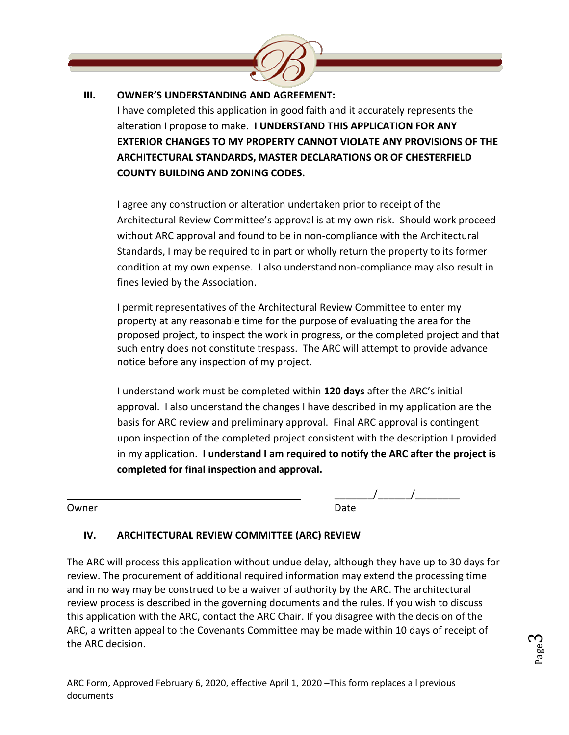## III. OWNER'S UNDERSTANDING AND AGREEMENT:

I have completed this application in good faith and it accurately represents the alteration I propose to make. **I UNDERSTAND THIS APPLICATION FOR ANY EXTERIOR CHANGES TO MY PROPERTY CANNOT VIOLATE ANY PROVISIONS OF THE ARCHITECTURAL STANDARDS, MASTER DECLARATIONS OR OF CHESTERFIELD COUNTY BUILDING AND ZONING CODES.**

I agree any construction or alteration undertaken prior to receipt of the Architectural Review Committee's approval is at my own risk. Should work proceed without ARC approval and found to be in non-compliance with the Architectural Standards, I may be required to in part or wholly return the property to its former condition at my own expense. I also understand non-compliance may also result in fines levied by the Association.

I permit representatives of the Architectural Review Committee to enter my property at any reasonable time for the purpose of evaluating the area for the proposed project, to inspect the work in progress, or the completed project and that such entry does not constitute trespass. The ARC will attempt to provide advance notice before any inspection of my project.

I understand work must be completed within **120 days** after the ARC's initial approval. I also understand the changes I have described in my application are the basis for ARC review and preliminary approval. Final ARC approval is contingent upon inspection of the completed project consistent with the description I provided in my application. **I understand I am required to notify the ARC after the project is completed for final inspection and approval.**

______________________________________ _______/______/________

Owner Date

## IV. ARCHITECTURAL REVIEW COMMITTEE (ARC) REVIEW

The ARC will process this application without undue delay, although they have up to 30 days for review. The procurement of additional required information may extend the processing time and in no way may be construed to be a waiver of authority by the ARC. The architectural review process is described in the governing documents and the rules. If you wish to discuss this application with the ARC, contact the ARC Chair. If you disagree with the decision of the ARC, a written appeal to the Covenants Committee may be made within 10 days of receipt of the ARC decision.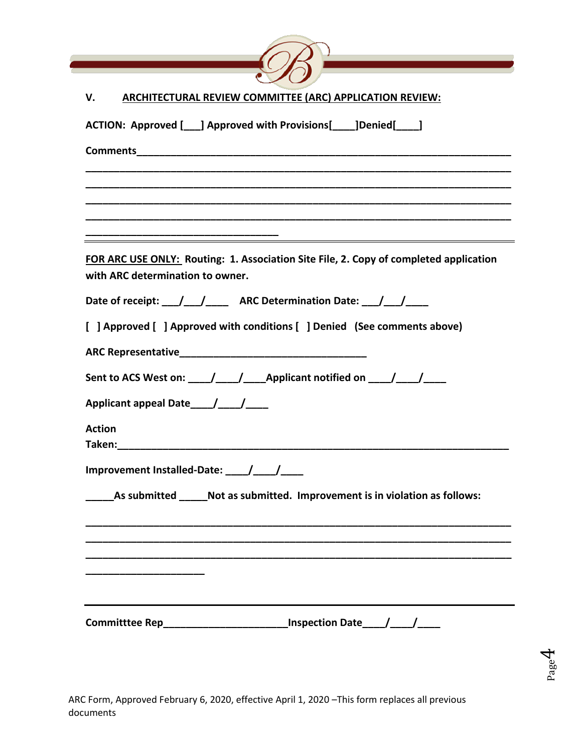## V. ARCHITECTURAL REVIEW COMMITTEE (ARC) APPLICATION REVIEW:

**ACTION: Approved [___] Approved with Provisions[____]Denied[____]**

**Comments**___________________________________________________________________

______________________________________________________________________________

______________________________________________________________________________

______________________________________________________________________________

______________________________________________________________________________

___________________________________

---

**FOR ARC USE ONLY: Routing: 1. Association Site File, 2. Copy of completed application with ARC determination to owner.**

**Date of receipt: ___/___/____ ARC Determination Date: ___/___/____**

**[ ] Approved [ ] Approved with conditions [ ] Denied (See comments above)**

**ARC Representative**__________________________________

**Sent to ACS West on: ____/____/____Applicant notified on ____/____/____**

**Applicant appeal Date____/____/____**

**Action Taken:**_______________________________________________________________

**Improvement Installed-Date: ____/____/____**

**_____As submitted _____Not as submitted. Improvement is in violation as follows:**

______________________________________________________________________________

______________________________________________________________________________

______________________________________________________________________________

_____________________

---

**Committtee Rep**______________________**Inspection Date____/____/____**

ARC Form, Approved February 6, 2020, effective April 1, 2020 –This form replaces all previous documents